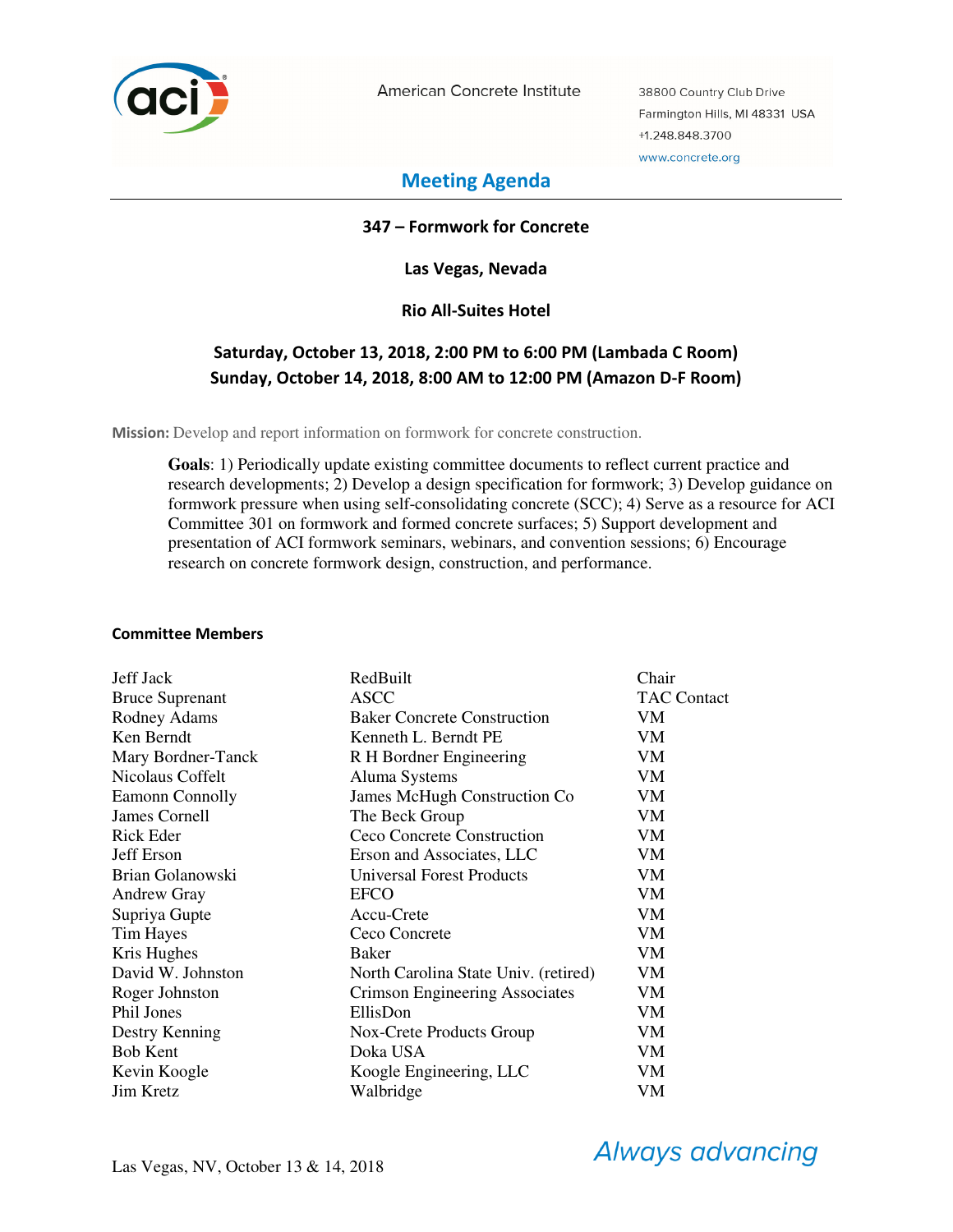American Concrete Institute

38800 Country Club Drive
Farmington Hills, MI 48331 USA
+1.248.848.3700
www.concrete.org

# Meeting Agenda

## 347 – Formwork for Concrete

**Las Vegas, Nevada**

**Rio All-Suites Hotel**

**Saturday, October 13, 2018, 2:00 PM to 6:00 PM (Lambada C Room)**
**Sunday, October 14, 2018, 8:00 AM to 12:00 PM (Amazon D-F Room)**

**Mission:** Develop and report information on formwork for concrete construction.

**Goals**: 1) Periodically update existing committee documents to reflect current practice and research developments; 2) Develop a design specification for formwork; 3) Develop guidance on formwork pressure when using self-consolidating concrete (SCC); 4) Serve as a resource for ACI Committee 301 on formwork and formed concrete surfaces; 5) Support development and presentation of ACI formwork seminars, webinars, and convention sessions; 6) Encourage research on concrete formwork design, construction, and performance.

### Committee Members

| | | |
|---|---|---|
| Jeff Jack | RedBuilt | Chair |
| Bruce Suprenant | ASCC | TAC Contact |
| Rodney Adams | Baker Concrete Construction | VM |
| Ken Berndt | Kenneth L. Berndt PE | VM |
| Mary Bordner-Tanck | R H Bordner Engineering | VM |
| Nicolaus Coffelt | Aluma Systems | VM |
| Eamonn Connolly | James McHugh Construction Co | VM |
| James Cornell | The Beck Group | VM |
| Rick Eder | Ceco Concrete Construction | VM |
| Jeff Erson | Erson and Associates, LLC | VM |
| Brian Golanowski | Universal Forest Products | VM |
| Andrew Gray | EFCO | VM |
| Supriya Gupte | Accu-Crete | VM |
| Tim Hayes | Ceco Concrete | VM |
| Kris Hughes | Baker | VM |
| David W. Johnston | North Carolina State Univ. (retired) | VM |
| Roger Johnston | Crimson Engineering Associates | VM |
| Phil Jones | EllisDon | VM |
| Destry Kenning | Nox-Crete Products Group | VM |
| Bob Kent | Doka USA | VM |
| Kevin Koogle | Koogle Engineering, LLC | VM |
| Jim Kretz | Walbridge | VM |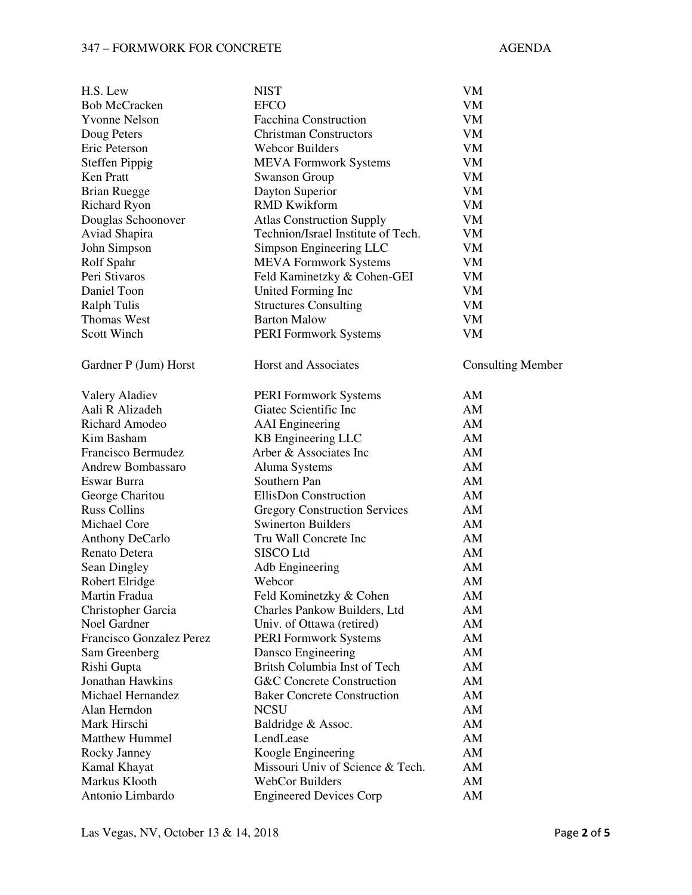| | | |
|---|---|---|
| H.S. Lew | NIST | VM |
| Bob McCracken | EFCO | VM |
| Yvonne Nelson | Facchina Construction | VM |
| Doug Peters | Christman Constructors | VM |
| Eric Peterson | Webcor Builders | VM |
| Steffen Pippig | MEVA Formwork Systems | VM |
| Ken Pratt | Swanson Group | VM |
| Brian Ruegge | Dayton Superior | VM |
| Richard Ryon | RMD Kwikform | VM |
| Douglas Schoonover | Atlas Construction Supply | VM |
| Aviad Shapira | Technion/Israel Institute of Tech. | VM |
| John Simpson | Simpson Engineering LLC | VM |
| Rolf Spahr | MEVA Formwork Systems | VM |
| Peri Stivaros | Feld Kaminetzky & Cohen-GEI | VM |
| Daniel Toon | United Forming Inc | VM |
| Ralph Tulis | Structures Consulting | VM |
| Thomas West | Barton Malow | VM |
| Scott Winch | PERI Formwork Systems | VM |
| | | |
| Gardner P (Jum) Horst | Horst and Associates | Consulting Member |
| | | |
| Valery Aladiev | PERI Formwork Systems | AM |
| Aali R Alizadeh | Giatec Scientific Inc | AM |
| Richard Amodeo | AAI Engineering | AM |
| Kim Basham | KB Engineering LLC | AM |
| Francisco Bermudez | Arber & Associates Inc | AM |
| Andrew Bombassaro | Aluma Systems | AM |
| Eswar Burra | Southern Pan | AM |
| George Charitou | EllisDon Construction | AM |
| Russ Collins | Gregory Construction Services | AM |
| Michael Core | Swinerton Builders | AM |
| Anthony DeCarlo | Tru Wall Concrete Inc | AM |
| Renato Detera | SISCO Ltd | AM |
| Sean Dingley | Adb Engineering | AM |
| Robert Elridge | Webcor | AM |
| Martin Fradua | Feld Kominetzky & Cohen | AM |
| Christopher Garcia | Charles Pankow Builders, Ltd | AM |
| Noel Gardner | Univ. of Ottawa (retired) | AM |
| Francisco Gonzalez Perez | PERI Formwork Systems | AM |
| Sam Greenberg | Dansco Engineering | AM |
| Rishi Gupta | Britsh Columbia Inst of Tech | AM |
| Jonathan Hawkins | G&C Concrete Construction | AM |
| Michael Hernandez | Baker Concrete Construction | AM |
| Alan Herndon | NCSU | AM |
| Mark Hirschi | Baldridge & Assoc. | AM |
| Matthew Hummel | LendLease | AM |
| Rocky Janney | Koogle Engineering | AM |
| Kamal Khayat | Missouri Univ of Science & Tech. | AM |
| Markus Klooth | WebCor Builders | AM |
| Antonio Limbardo | Engineered Devices Corp | AM |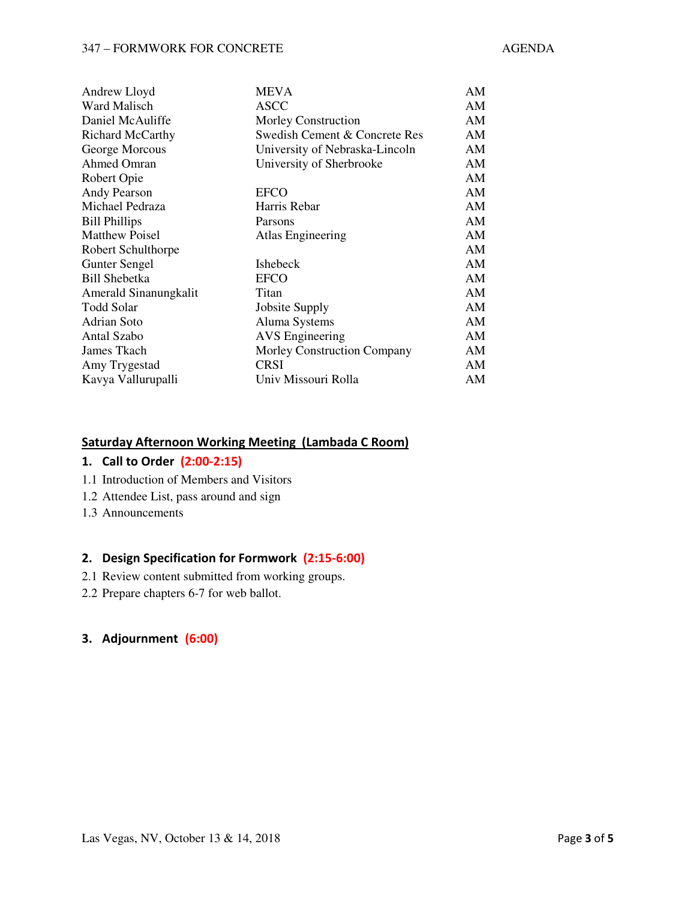| | | |
|---|---|---|
| Andrew Lloyd | MEVA | AM |
| Ward Malisch | ASCC | AM |
| Daniel McAuliffe | Morley Construction | AM |
| Richard McCarthy | Swedish Cement & Concrete Res | AM |
| George Morcous | University of Nebraska-Lincoln | AM |
| Ahmed Omran | University of Sherbrooke | AM |
| Robert Opie | | AM |
| Andy Pearson | EFCO | AM |
| Michael Pedraza | Harris Rebar | AM |
| Bill Phillips | Parsons | AM |
| Matthew Poisel | Atlas Engineering | AM |
| Robert Schulthorpe | | AM |
| Gunter Sengel | Ishebeck | AM |
| Bill Shebetka | EFCO | AM |
| Amerald Sinanungkalit | Titan | AM |
| Todd Solar | Jobsite Supply | AM |
| Adrian Soto | Aluma Systems | AM |
| Antal Szabo | AVS Engineering | AM |
| James Tkach | Morley Construction Company | AM |
| Amy Trygestad | CRSI | AM |
| Kavya Vallurupalli | Univ Missouri Rolla | AM |

## Saturday Afternoon Working Meeting (Lambada C Room)

### 1. Call to Order (2:00-2:15)

1.1 Introduction of Members and Visitors
1.2 Attendee List, pass around and sign
1.3 Announcements

### 2. Design Specification for Formwork (2:15-6:00)

2.1 Review content submitted from working groups.
2.2 Prepare chapters 6-7 for web ballot.

### 3. Adjournment (6:00)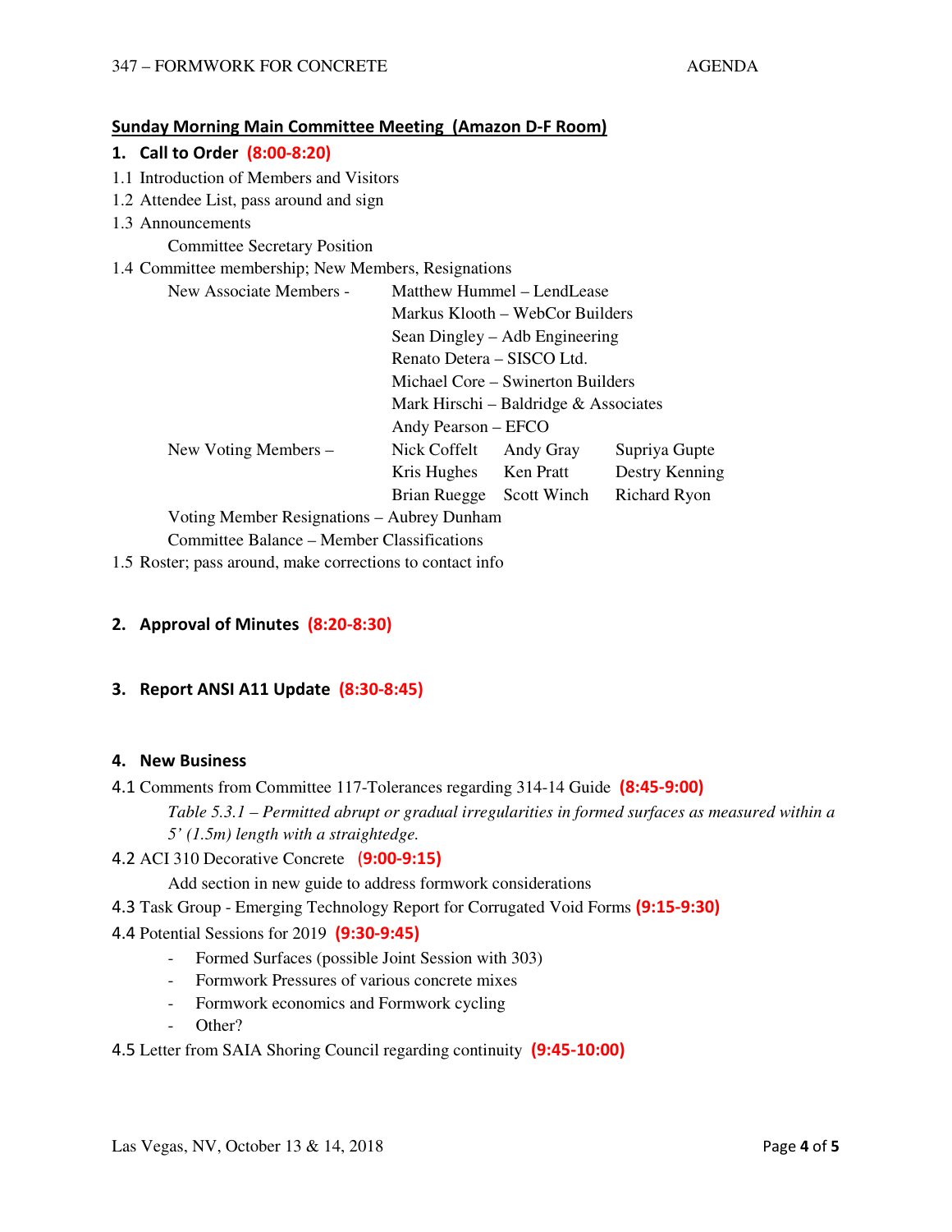## Sunday Morning Main Committee Meeting (Amazon D-F Room)

### 1. Call to Order (8:00-8:20)

1.1 Introduction of Members and Visitors

1.2 Attendee List, pass around and sign

1.3 Announcements

Committee Secretary Position

1.4 Committee membership; New Members, Resignations

New Associate Members -
- Matthew Hummel – LendLease
- Markus Klooth – WebCor Builders
- Sean Dingley – Adb Engineering
- Renato Detera – SISCO Ltd.
- Michael Core – Swinerton Builders
- Mark Hirschi – Baldridge & Associates
- Andy Pearson – EFCO

New Voting Members –

| | | |
|---|---|---|
| Nick Coffelt | Andy Gray | Supriya Gupte |
| Kris Hughes | Ken Pratt | Destry Kenning |
| Brian Ruegge | Scott Winch | Richard Ryon |

Voting Member Resignations – Aubrey Dunham

Committee Balance – Member Classifications

1.5 Roster; pass around, make corrections to contact info

### 2. Approval of Minutes (8:20-8:30)

### 3. Report ANSI A11 Update (8:30-8:45)

### 4. New Business

4.1 Comments from Committee 117-Tolerances regarding 314-14 Guide **(8:45-9:00)**

*Table 5.3.1 – Permitted abrupt or gradual irregularities in formed surfaces as measured within a 5' (1.5m) length with a straightedge.*

4.2 ACI 310 Decorative Concrete **(9:00-9:15)**

Add section in new guide to address formwork considerations

4.3 Task Group - Emerging Technology Report for Corrugated Void Forms **(9:15-9:30)**

4.4 Potential Sessions for 2019 **(9:30-9:45)**

- Formed Surfaces (possible Joint Session with 303)
- Formwork Pressures of various concrete mixes
- Formwork economics and Formwork cycling
- Other?

4.5 Letter from SAIA Shoring Council regarding continuity **(9:45-10:00)**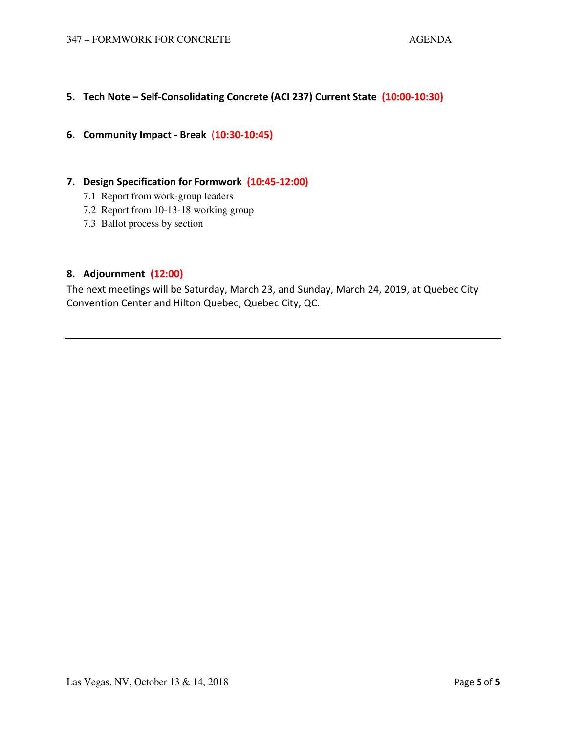**5. Tech Note – Self-Consolidating Concrete (ACI 237) Current State (10:00-10:30)**

**6. Community Impact - Break (10:30-10:45)**

**7. Design Specification for Formwork (10:45-12:00)**

- 7.1 Report from work-group leaders
- 7.2 Report from 10-13-18 working group
- 7.3 Ballot process by section

**8. Adjournment (12:00)**

The next meetings will be Saturday, March 23, and Sunday, March 24, 2019, at Quebec City Convention Center and Hilton Quebec; Quebec City, QC.

---